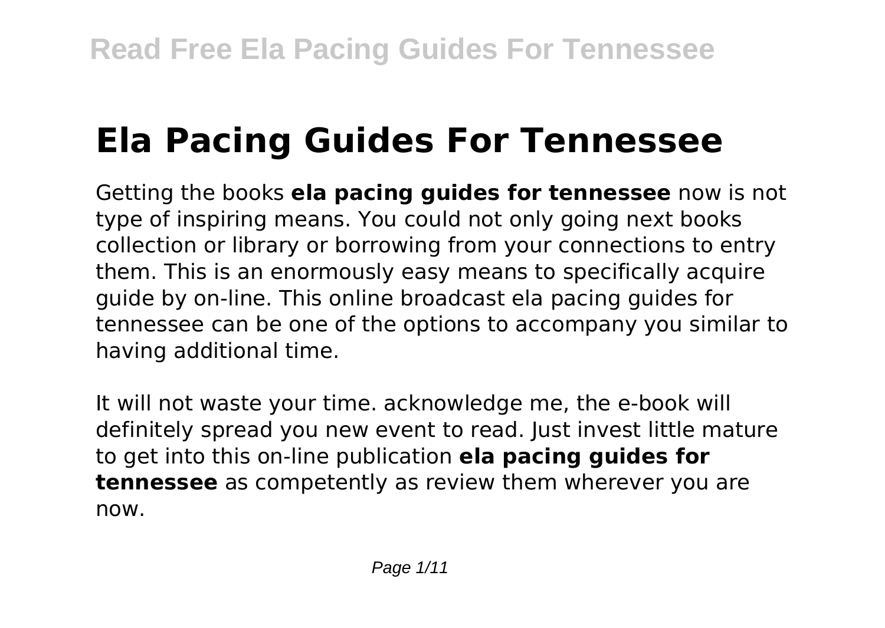# Ela Pacing Guides For Tennessee

Getting the books **ela pacing guides for tennessee** now is not type of inspiring means. You could not only going next books collection or library or borrowing from your connections to entry them. This is an enormously easy means to specifically acquire guide by on-line. This online broadcast ela pacing guides for tennessee can be one of the options to accompany you similar to having additional time.

It will not waste your time. acknowledge me, the e-book will definitely spread you new event to read. Just invest little mature to get into this on-line publication **ela pacing guides for tennessee** as competently as review them wherever you are now.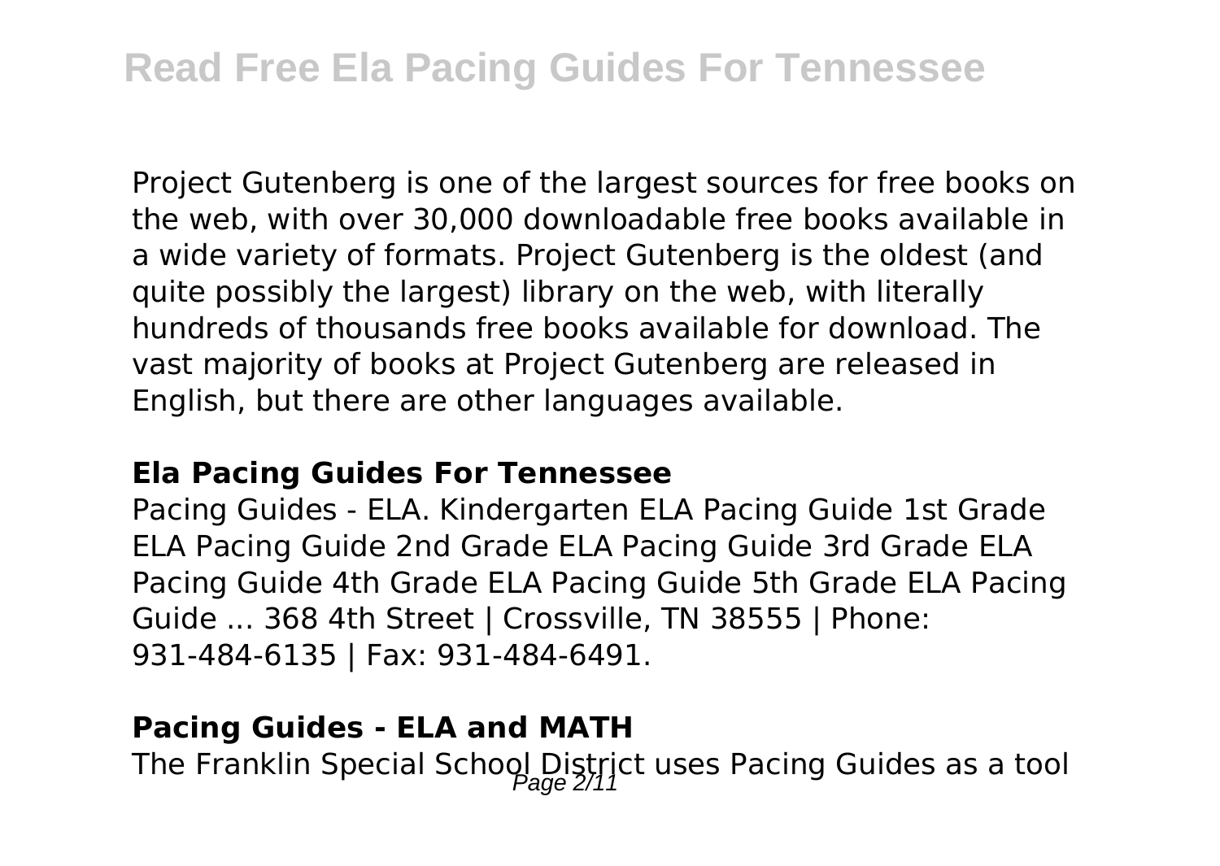Project Gutenberg is one of the largest sources for free books on the web, with over 30,000 downloadable free books available in a wide variety of formats. Project Gutenberg is the oldest (and quite possibly the largest) library on the web, with literally hundreds of thousands free books available for download. The vast majority of books at Project Gutenberg are released in English, but there are other languages available.

## Ela Pacing Guides For Tennessee

Pacing Guides - ELA. Kindergarten ELA Pacing Guide 1st Grade ELA Pacing Guide 2nd Grade ELA Pacing Guide 3rd Grade ELA Pacing Guide 4th Grade ELA Pacing Guide 5th Grade ELA Pacing Guide ... 368 4th Street | Crossville, TN 38555 | Phone: 931-484-6135 | Fax: 931-484-6491.

## Pacing Guides - ELA and MATH

The Franklin Special School District uses Pacing Guides as a tool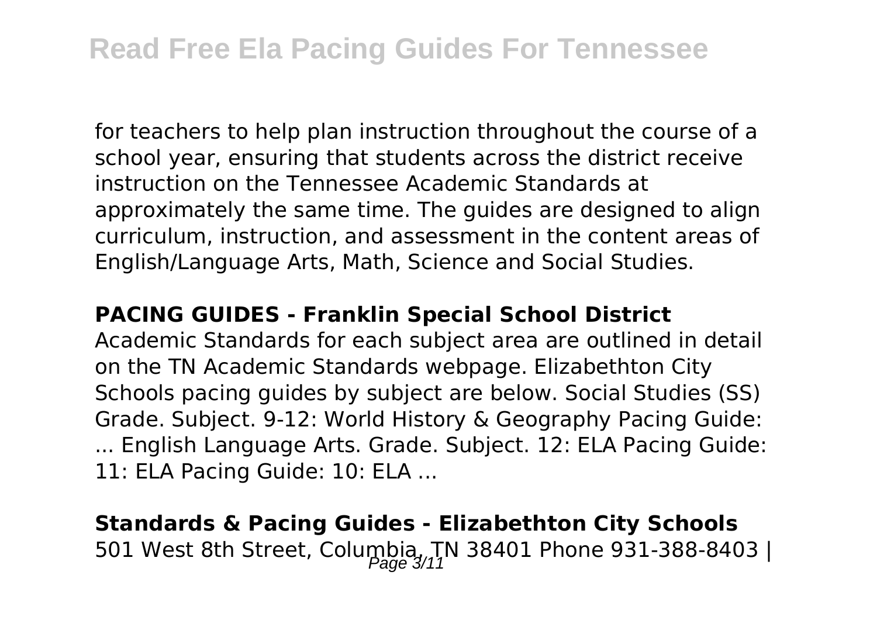for teachers to help plan instruction throughout the course of a school year, ensuring that students across the district receive instruction on the Tennessee Academic Standards at approximately the same time. The guides are designed to align curriculum, instruction, and assessment in the content areas of English/Language Arts, Math, Science and Social Studies.

**PACING GUIDES - Franklin Special School District**

Academic Standards for each subject area are outlined in detail on the TN Academic Standards webpage. Elizabethton City Schools pacing guides by subject are below. Social Studies (SS) Grade. Subject. 9-12: World History & Geography Pacing Guide: ... English Language Arts. Grade. Subject. 12: ELA Pacing Guide: 11: ELA Pacing Guide: 10: ELA ...

**Standards & Pacing Guides - Elizabethton City Schools**

501 West 8th Street, Columbia, TN 38401 Phone 931-388-8403 |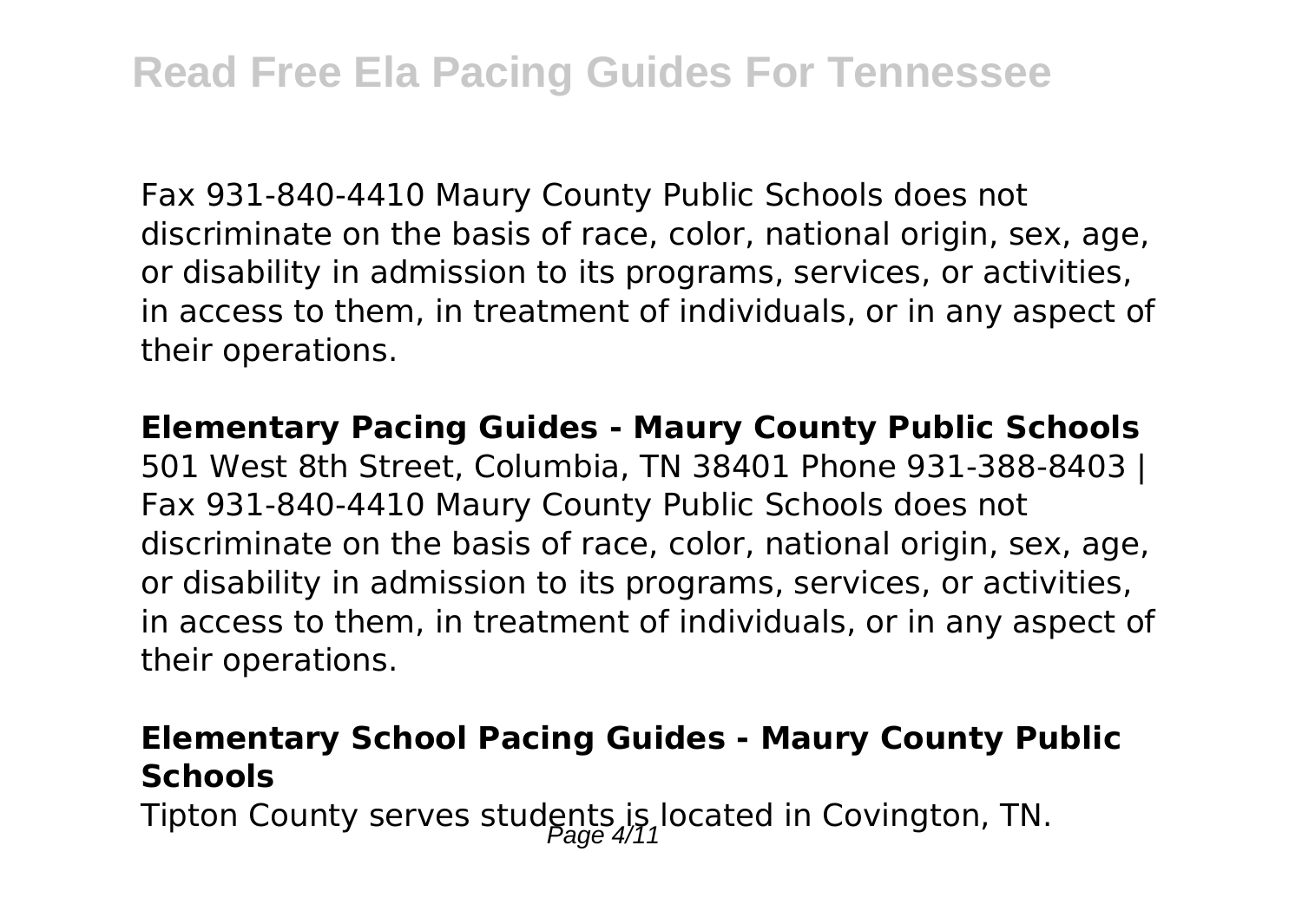Fax 931-840-4410 Maury County Public Schools does not discriminate on the basis of race, color, national origin, sex, age, or disability in admission to its programs, services, or activities, in access to them, in treatment of individuals, or in any aspect of their operations.

**Elementary Pacing Guides - Maury County Public Schools**
501 West 8th Street, Columbia, TN 38401 Phone 931-388-8403 | Fax 931-840-4410 Maury County Public Schools does not discriminate on the basis of race, color, national origin, sex, age, or disability in admission to its programs, services, or activities, in access to them, in treatment of individuals, or in any aspect of their operations.

**Elementary School Pacing Guides - Maury County Public Schools**
Tipton County serves students is located in Covington, TN.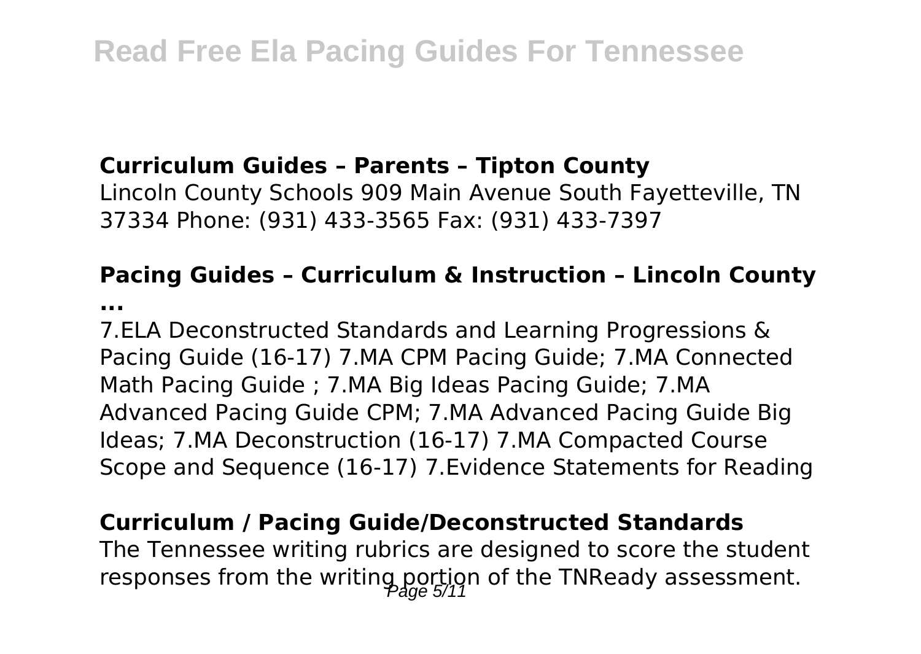### Curriculum Guides – Parents – Tipton County

Lincoln County Schools 909 Main Avenue South Fayetteville, TN 37334 Phone: (931) 433-3565 Fax: (931) 433-7397

### Pacing Guides – Curriculum & Instruction – Lincoln County ...

7.ELA Deconstructed Standards and Learning Progressions & Pacing Guide (16-17) 7.MA CPM Pacing Guide; 7.MA Connected Math Pacing Guide ; 7.MA Big Ideas Pacing Guide; 7.MA Advanced Pacing Guide CPM; 7.MA Advanced Pacing Guide Big Ideas; 7.MA Deconstruction (16-17) 7.MA Compacted Course Scope and Sequence (16-17) 7.Evidence Statements for Reading

### Curriculum / Pacing Guide/Deconstructed Standards

The Tennessee writing rubrics are designed to score the student responses from the writing portion of the TNReady assessment.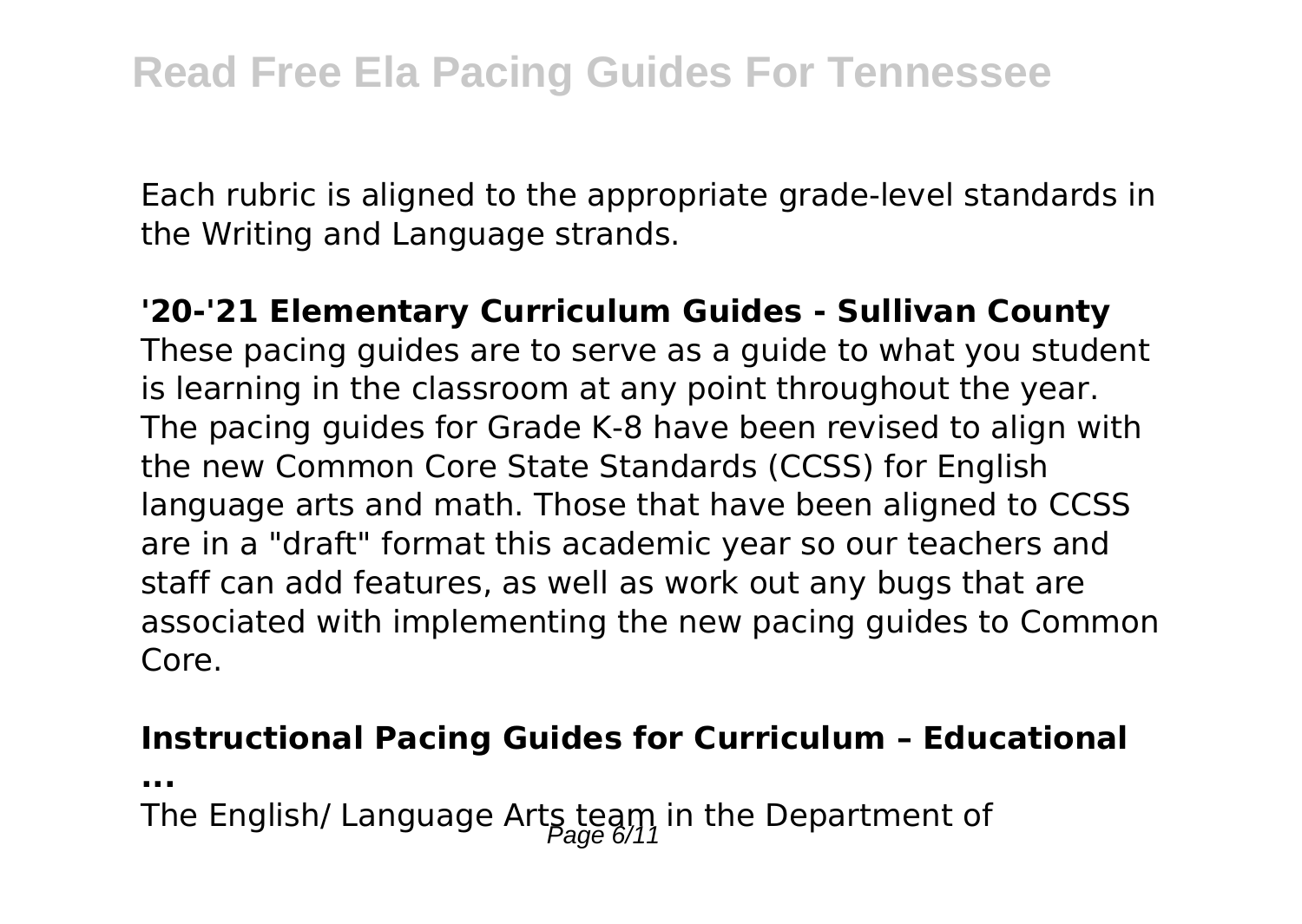Each rubric is aligned to the appropriate grade-level standards in the Writing and Language strands.

**'20-'21 Elementary Curriculum Guides - Sullivan County**

These pacing guides are to serve as a guide to what you student is learning in the classroom at any point throughout the year. The pacing guides for Grade K-8 have been revised to align with the new Common Core State Standards (CCSS) for English language arts and math. Those that have been aligned to CCSS are in a "draft" format this academic year so our teachers and staff can add features, as well as work out any bugs that are associated with implementing the new pacing guides to Common Core.

**Instructional Pacing Guides for Curriculum – Educational ...**

The English/ Language Arts team in the Department of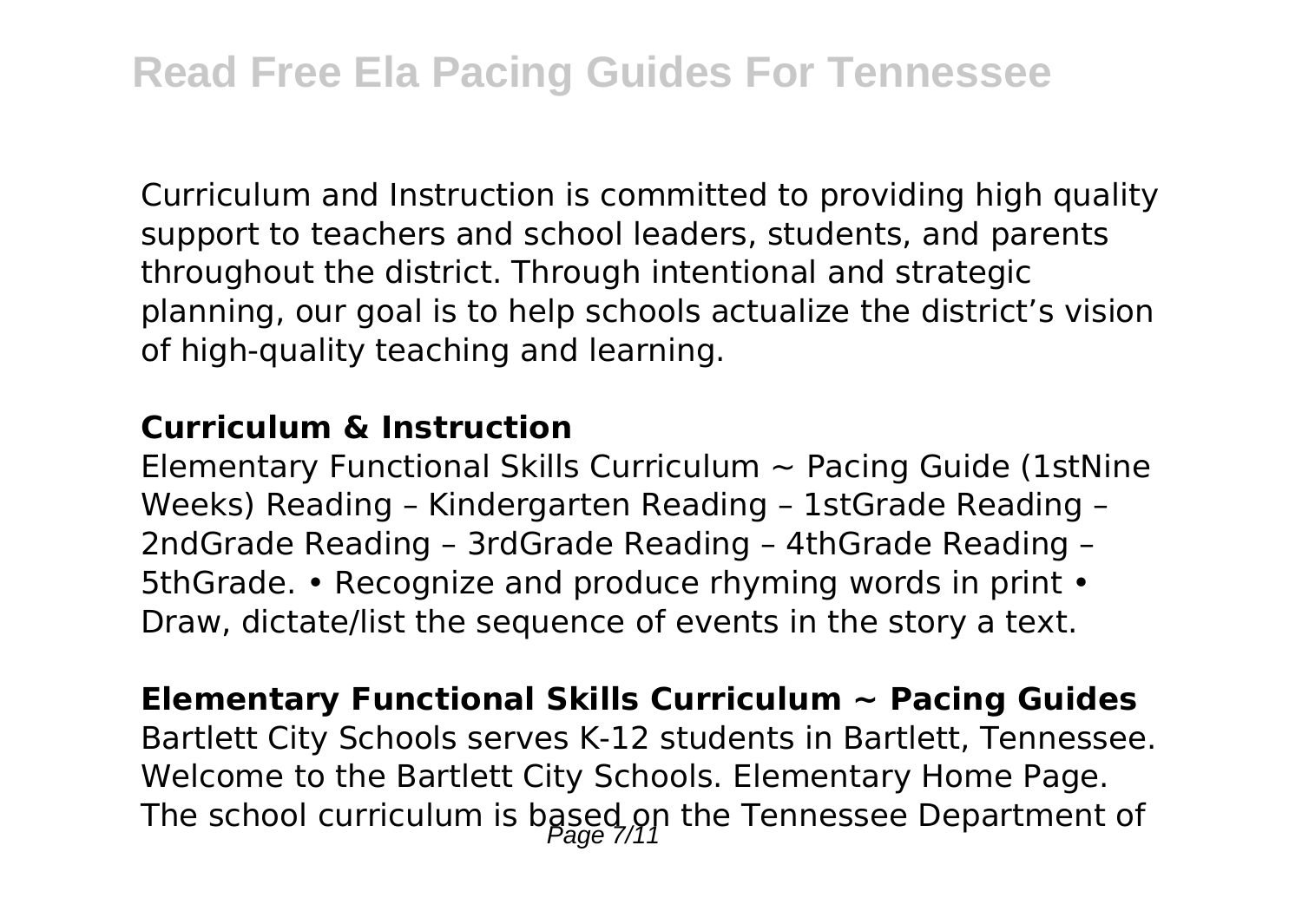Curriculum and Instruction is committed to providing high quality support to teachers and school leaders, students, and parents throughout the district. Through intentional and strategic planning, our goal is to help schools actualize the district's vision of high-quality teaching and learning.

### Curriculum & Instruction

Elementary Functional Skills Curriculum ~ Pacing Guide (1stNine Weeks) Reading – Kindergarten Reading – 1stGrade Reading – 2ndGrade Reading – 3rdGrade Reading – 4thGrade Reading – 5thGrade. • Recognize and produce rhyming words in print • Draw, dictate/list the sequence of events in the story a text.

### Elementary Functional Skills Curriculum ~ Pacing Guides

Bartlett City Schools serves K-12 students in Bartlett, Tennessee. Welcome to the Bartlett City Schools. Elementary Home Page. The school curriculum is based on the Tennessee Department of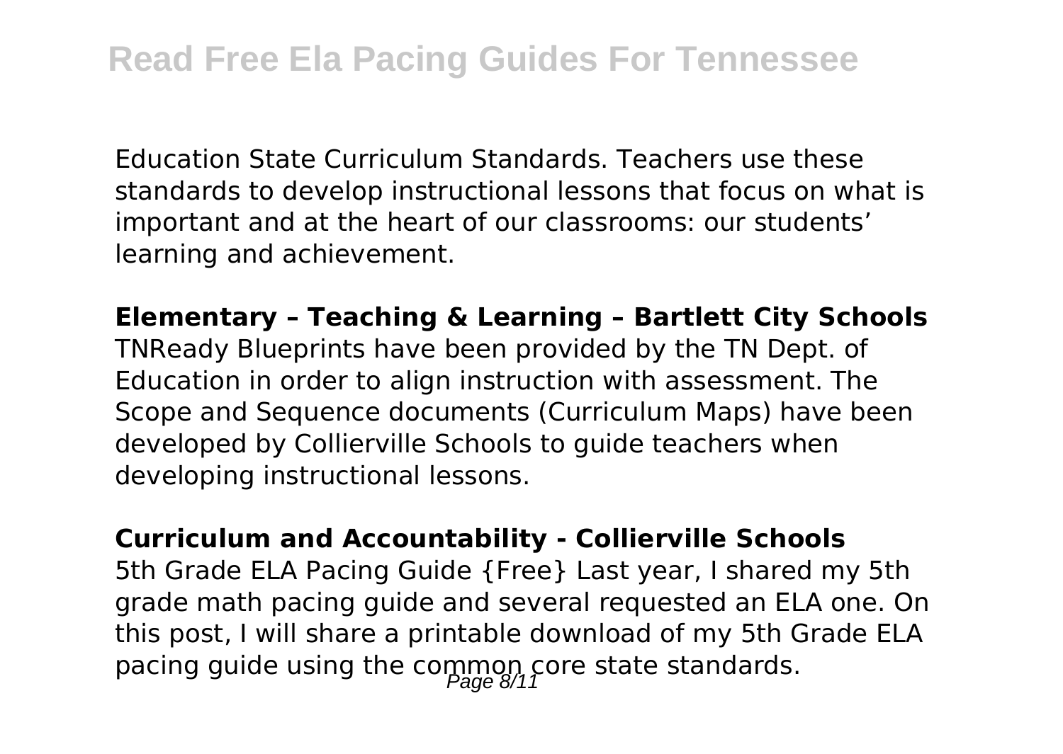Education State Curriculum Standards. Teachers use these standards to develop instructional lessons that focus on what is important and at the heart of our classrooms: our students' learning and achievement.

**Elementary – Teaching & Learning – Bartlett City Schools**
TNReady Blueprints have been provided by the TN Dept. of Education in order to align instruction with assessment. The Scope and Sequence documents (Curriculum Maps) have been developed by Collierville Schools to guide teachers when developing instructional lessons.

**Curriculum and Accountability - Collierville Schools**
5th Grade ELA Pacing Guide {Free} Last year, I shared my 5th grade math pacing guide and several requested an ELA one. On this post, I will share a printable download of my 5th Grade ELA pacing guide using the common core state standards.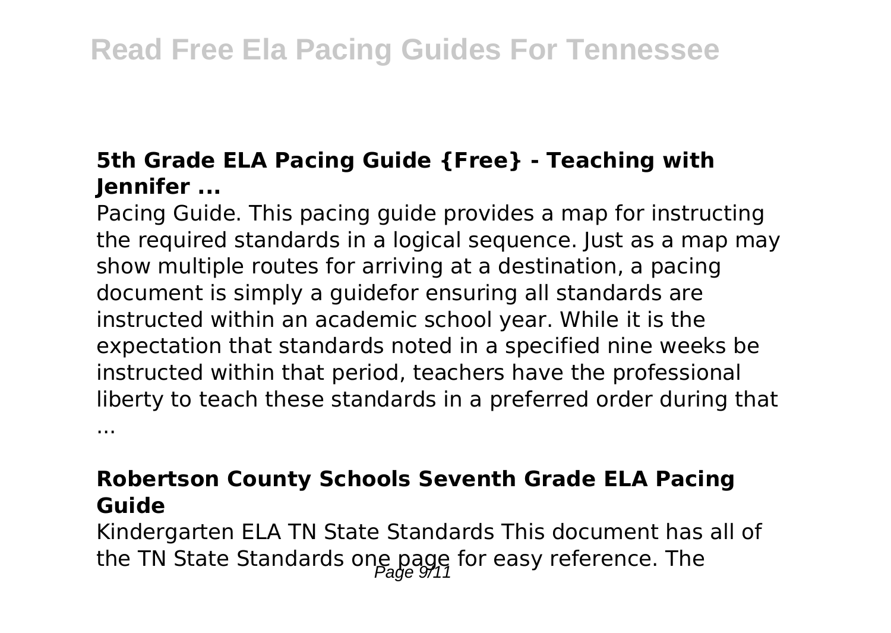### 5th Grade ELA Pacing Guide {Free} - Teaching with Jennifer ...

Pacing Guide. This pacing guide provides a map for instructing the required standards in a logical sequence. Just as a map may show multiple routes for arriving at a destination, a pacing document is simply a guidefor ensuring all standards are instructed within an academic school year. While it is the expectation that standards noted in a specified nine weeks be instructed within that period, teachers have the professional liberty to teach these standards in a preferred order during that ...

### Robertson County Schools Seventh Grade ELA Pacing Guide

Kindergarten ELA TN State Standards This document has all of the TN State Standards one page for easy reference. The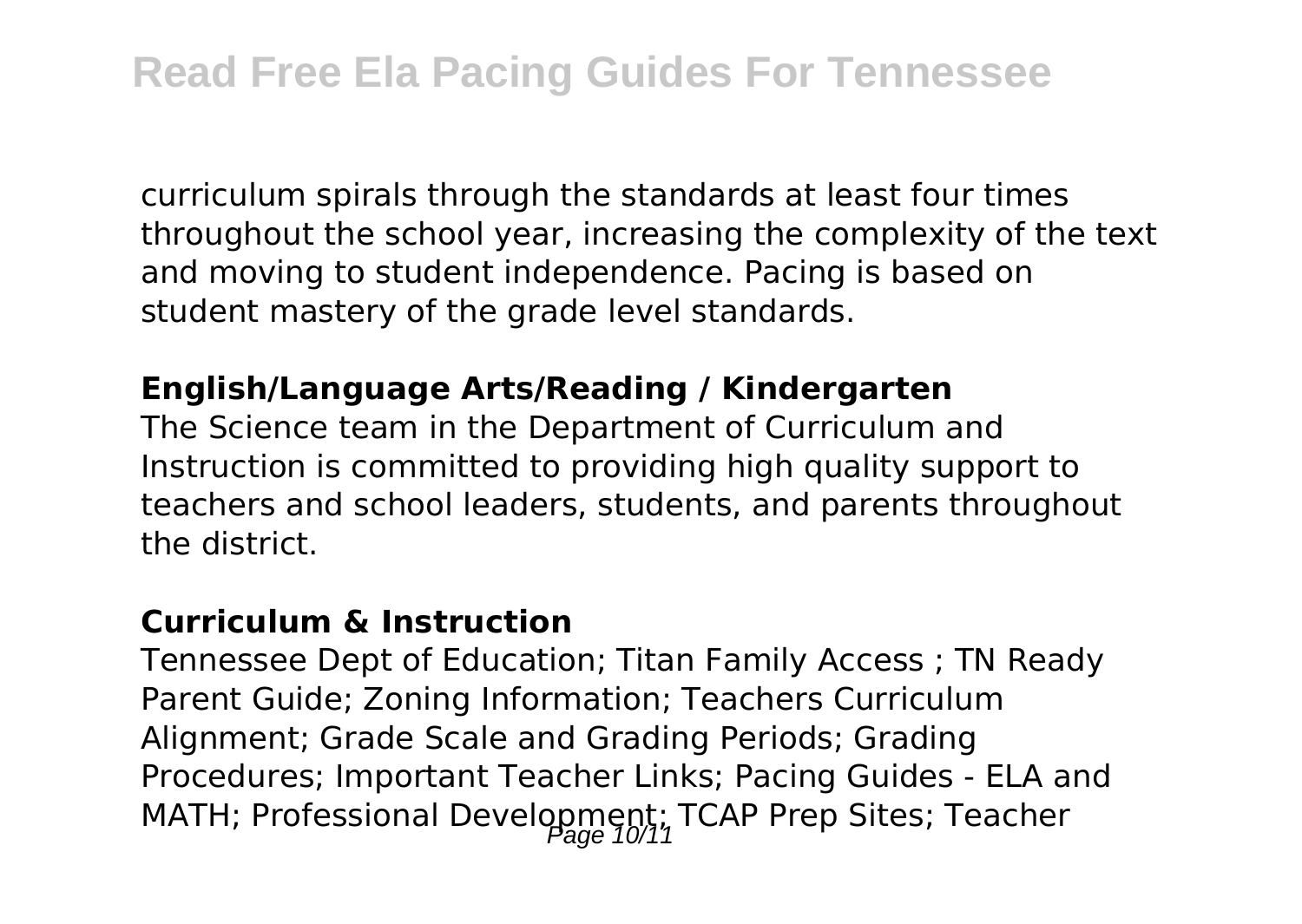curriculum spirals through the standards at least four times throughout the school year, increasing the complexity of the text and moving to student independence. Pacing is based on student mastery of the grade level standards.

**English/Language Arts/Reading / Kindergarten**

The Science team in the Department of Curriculum and Instruction is committed to providing high quality support to teachers and school leaders, students, and parents throughout the district.

**Curriculum & Instruction**

Tennessee Dept of Education; Titan Family Access ; TN Ready Parent Guide; Zoning Information; Teachers Curriculum Alignment; Grade Scale and Grading Periods; Grading Procedures; Important Teacher Links; Pacing Guides - ELA and MATH; Professional Development; TCAP Prep Sites; Teacher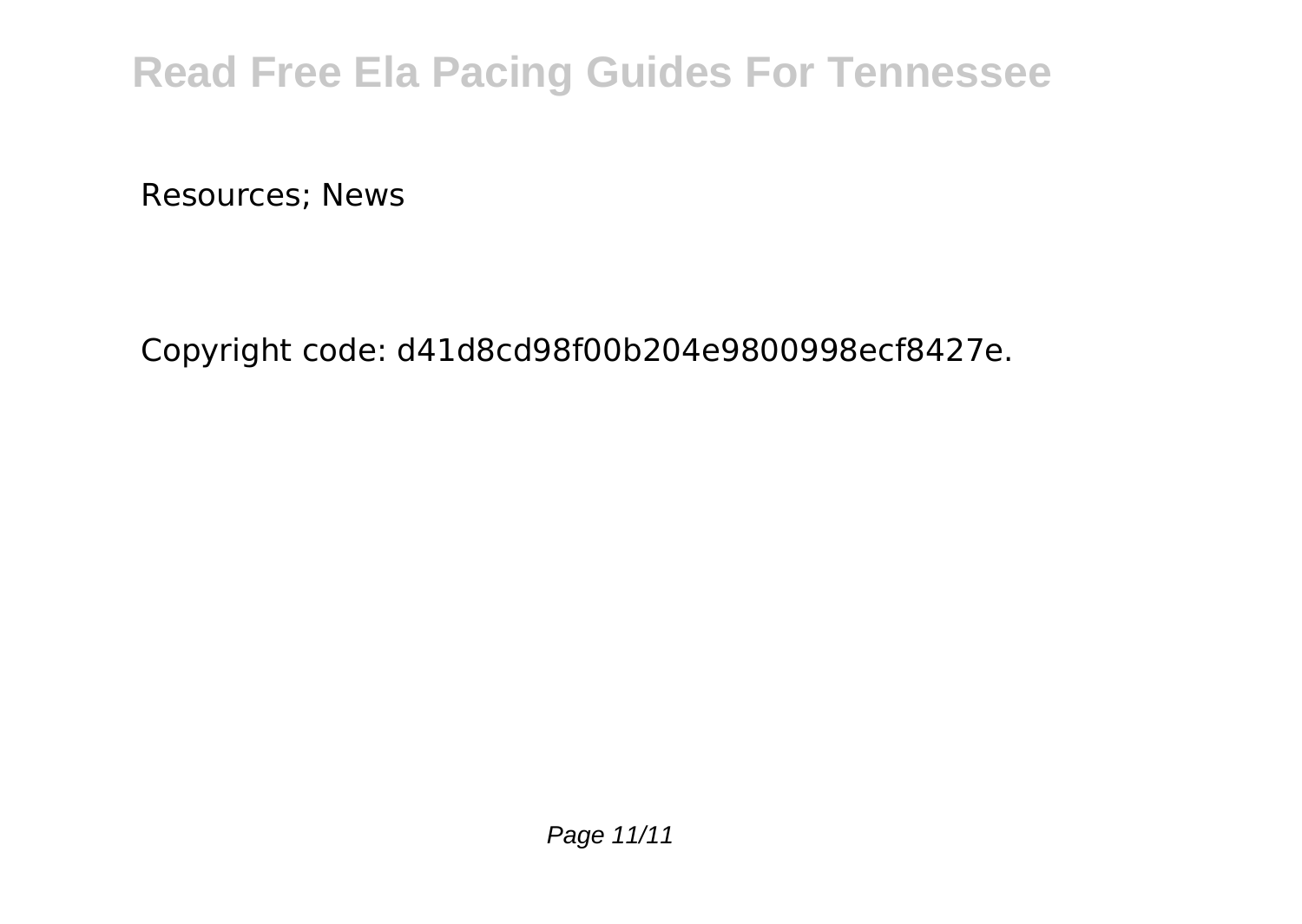Resources; News

Copyright code: d41d8cd98f00b204e9800998ecf8427e.